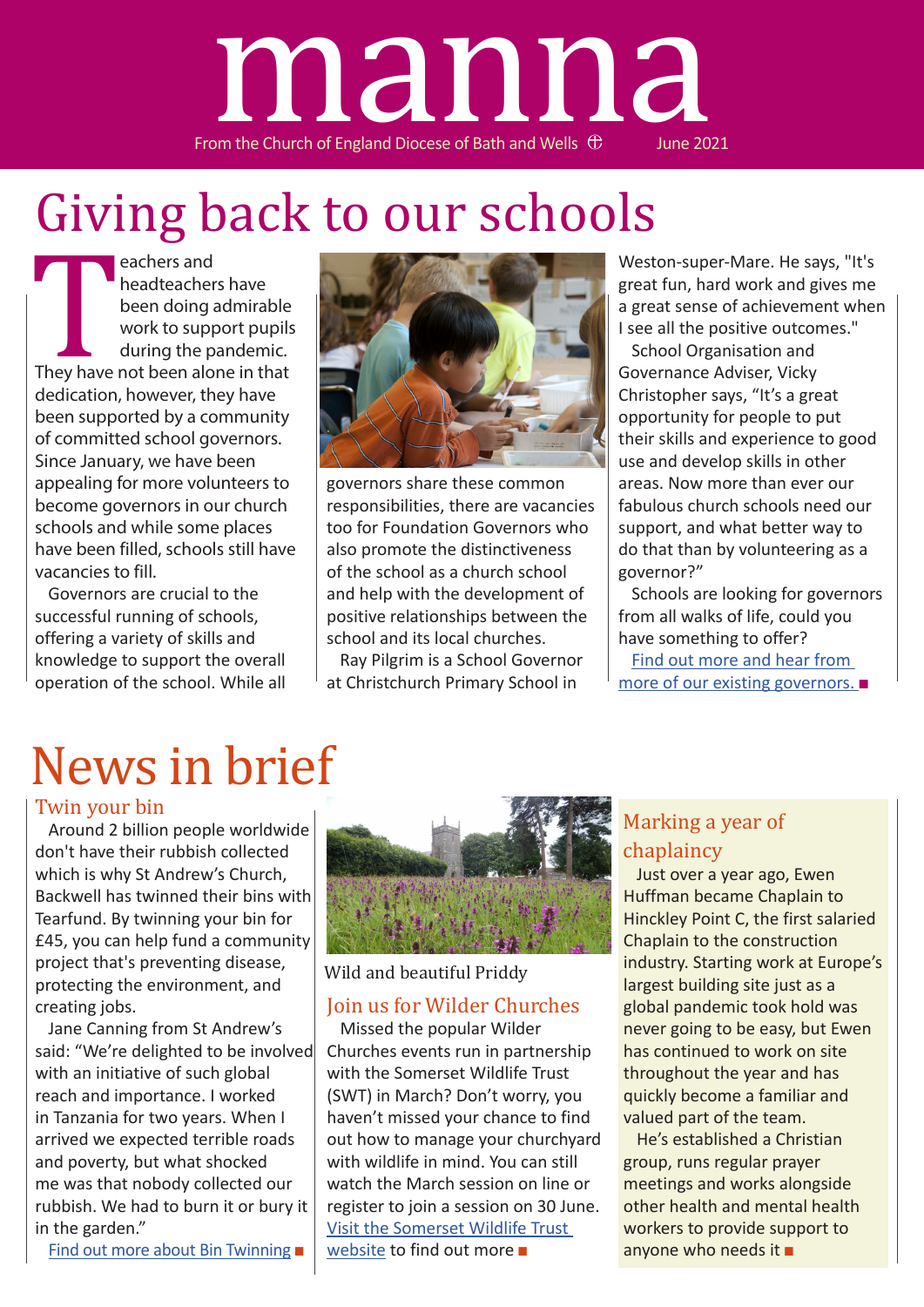# manna

From the Church of England Diocese of Bath and Wells June 2021

## Giving back to our schools

Teachers and headteachers have been doing admirable work to support pupils during the pandemic. They have not been alone in that dedication, however, they have been supported by a community of committed school governors. Since January, we have been appealing for more volunteers to become governors in our church schools and while some places have been filled, schools still have vacancies to fill.

Governors are crucial to the successful running of schools, offering a variety of skills and knowledge to support the overall operation of the school. While all governors share these common responsibilities, there are vacancies too for Foundation Governors who also promote the distinctiveness of the school as a church school and help with the development of positive relationships between the school and its local churches.

Ray Pilgrim is a School Governor at Christchurch Primary School in Weston-super-Mare. He says, "It's great fun, hard work and gives me a great sense of achievement when I see all the positive outcomes."

School Organisation and Governance Adviser, Vicky Christopher says, "It's a great opportunity for people to put their skills and experience to good use and develop skills in other areas. Now more than ever our fabulous church schools need our support, and what better way to do that than by volunteering as a governor?"

Schools are looking for governors from all walks of life, could you have something to offer?

Find out more and hear from more of our existing governors. ■

## News in brief

### Twin your bin

Around 2 billion people worldwide don't have their rubbish collected which is why St Andrew's Church, Backwell has twinned their bins with Tearfund. By twinning your bin for £45, you can help fund a community project that's preventing disease, protecting the environment, and creating jobs.

Jane Canning from St Andrew's said: "We're delighted to be involved with an initiative of such global reach and importance. I worked in Tanzania for two years. When I arrived we expected terrible roads and poverty, but what shocked me was that nobody collected our rubbish. We had to burn it or bury it in the garden."

Find out more about Bin Twinning ■

Wild and beautiful Priddy

### Join us for Wilder Churches

Missed the popular Wilder Churches events run in partnership with the Somerset Wildlife Trust (SWT) in March? Don't worry, you haven't missed your chance to find out how to manage your churchyard with wildlife in mind. You can still watch the March session on line or register to join a session on 30 June. Visit the Somerset Wildlife Trust website to find out more ■

### Marking a year of chaplaincy

Just over a year ago, Ewen Huffman became Chaplain to Hinckley Point C, the first salaried Chaplain to the construction industry. Starting work at Europe's largest building site just as a global pandemic took hold was never going to be easy, but Ewen has continued to work on site throughout the year and has quickly become a familiar and valued part of the team.

He's established a Christian group, runs regular prayer meetings and works alongside other health and mental health workers to provide support to anyone who needs it ■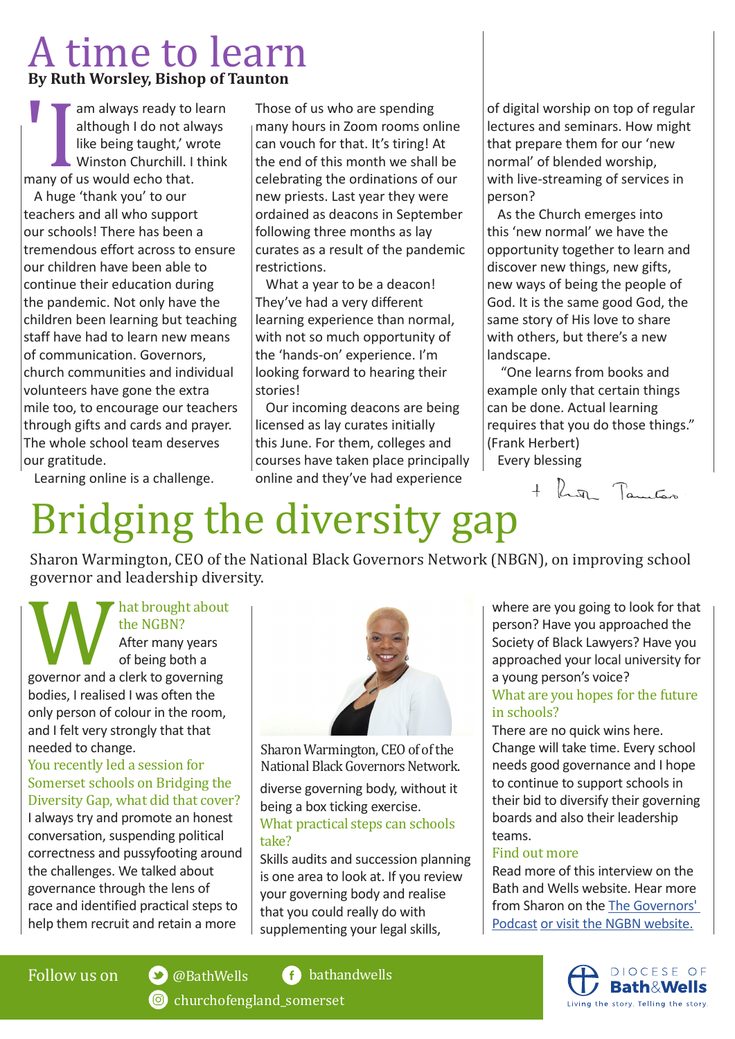# A time to learn

**By Ruth Worsley, Bishop of Taunton**

'I am always ready to learn although I do not always like being taught,' wrote Winston Churchill. I think many of us would echo that.

A huge 'thank you' to our teachers and all who support our schools! There has been a tremendous effort across to ensure our children have been able to continue their education during the pandemic. Not only have the children been learning but teaching staff have had to learn new means of communication. Governors, church communities and individual volunteers have gone the extra mile too, to encourage our teachers through gifts and cards and prayer. The whole school team deserves our gratitude.

Learning online is a challenge. Those of us who are spending many hours in Zoom rooms online can vouch for that. It's tiring! At the end of this month we shall be celebrating the ordinations of our new priests. Last year they were ordained as deacons in September following three months as lay curates as a result of the pandemic restrictions.

What a year to be a deacon! They've had a very different learning experience than normal, with not so much opportunity of the 'hands-on' experience. I'm looking forward to hearing their stories!

Our incoming deacons are being licensed as lay curates initially this June. For them, colleges and courses have taken place principally online and they've had experience of digital worship on top of regular lectures and seminars. How might that prepare them for our 'new normal' of blended worship, with live-streaming of services in person?

As the Church emerges into this 'new normal' we have the opportunity together to learn and discover new things, new gifts, new ways of being the people of God. It is the same good God, the same story of His love to share with others, but there's a new landscape.

"One learns from books and example only that certain things can be done. Actual learning requires that you do those things." (Frank Herbert)

Every blessing

+ Ruth Taunton

# Bridging the diversity gap

Sharon Warmington, CEO of the National Black Governors Network (NBGN), on improving school governor and leadership diversity.

**What brought about the NGBN?**

After many years of being both a governor and a clerk to governing bodies, I realised I was often the only person of colour in the room, and I felt very strongly that that needed to change.

**You recently led a session for Somerset schools on Bridging the Diversity Gap, what did that cover?**

I always try and promote an honest conversation, suspending political correctness and pussyfooting around the challenges. We talked about governance through the lens of race and identified practical steps to help them recruit and retain a more diverse governing body, without it being a box ticking exercise.

Sharon Warmington, CEO of of the National Black Governors Network.

**What practical steps can schools take?**

Skills audits and succession planning is one area to look at. If you review your governing body and realise that you could really do with supplementing your legal skills, where are you going to look for that person? Have you approached the Society of Black Lawyers? Have you approached your local university for a young person's voice?

**What are you hopes for the future in schools?**

There are no quick wins here. Change will take time. Every school needs good governance and I hope to continue to support schools in their bid to diversify their governing boards and also their leadership teams.

**Find out more**

Read more of this interview on the Bath and Wells website. Hear more from Sharon on the The Governors' Podcast or visit the NGBN website.

Follow us on @BathWells bathandwells churchofengland_somerset

DIOCESE OF Bath&Wells — Living the story. Telling the story.